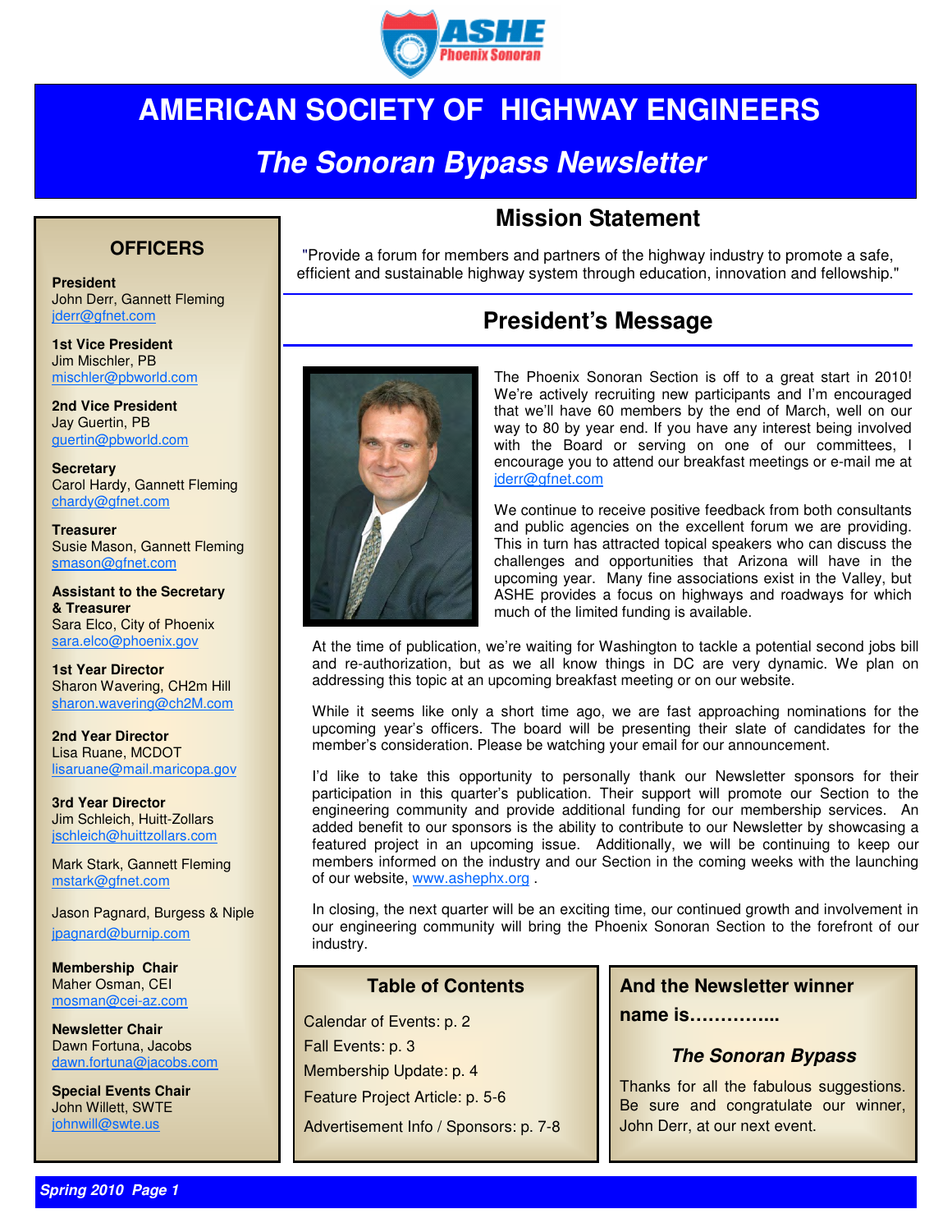# AMERICAN SOCIETY OF HIGHWAY ENGINEERS

## *The Sonoran Bypass Newsletter*

## Mission Statement

"Provide a forum for members and partners of the highway industry to promote a safe, efficient and sustainable highway system through education, innovation and fellowship."

## President's Message

The Phoenix Sonoran Section is off to a great start in 2010! We're actively recruiting new participants and I'm encouraged that we'll have 60 members by the end of March, well on our way to 80 by year end. If you have any interest being involved with the Board or serving on one of our committees, I encourage you to attend our breakfast meetings or e-mail me at jderr@gfnet.com

We continue to receive positive feedback from both consultants and public agencies on the excellent forum we are providing. This in turn has attracted topical speakers who can discuss the challenges and opportunities that Arizona will have in the upcoming year. Many fine associations exist in the Valley, but ASHE provides a focus on highways and roadways for which much of the limited funding is available.

At the time of publication, we're waiting for Washington to tackle a potential second jobs bill and re-authorization, but as we all know things in DC are very dynamic. We plan on addressing this topic at an upcoming breakfast meeting or on our website.

While it seems like only a short time ago, we are fast approaching nominations for the upcoming year's officers. The board will be presenting their slate of candidates for the member's consideration. Please be watching your email for our announcement.

I'd like to take this opportunity to personally thank our Newsletter sponsors for their participation in this quarter's publication. Their support will promote our Section to the engineering community and provide additional funding for our membership services. An added benefit to our sponsors is the ability to contribute to our Newsletter by showcasing a featured project in an upcoming issue. Additionally, we will be continuing to keep our members informed on the industry and our Section in the coming weeks with the launching of our website, www.ashephx.org .

In closing, the next quarter will be an exciting time, our continued growth and involvement in our engineering community will bring the Phoenix Sonoran Section to the forefront of our industry.

### OFFICERS

**President**
John Derr, Gannett Fleming
jderr@gfnet.com

**1st Vice President**
Jim Mischler, PB
mischler@pbworld.com

**2nd Vice President**
Jay Guertin, PB
guertin@pbworld.com

**Secretary**
Carol Hardy, Gannett Fleming
chardy@gfnet.com

**Treasurer**
Susie Mason, Gannett Fleming
smason@gfnet.com

**Assistant to the Secretary & Treasurer**
Sara Elco, City of Phoenix
sara.elco@phoenix.gov

**1st Year Director**
Sharon Wavering, CH2m Hill
sharon.wavering@ch2M.com

**2nd Year Director**
Lisa Ruane, MCDOT
lisaruane@mail.maricopa.gov

**3rd Year Director**
Jim Schleich, Huitt-Zollars
jschleich@huittzollars.com

Mark Stark, Gannett Fleming
mstark@gfnet.com

Jason Pagnard, Burgess & Niple
jpagnard@burnip.com

**Membership Chair**
Maher Osman, CEI
mosman@cei-az.com

**Newsletter Chair**
Dawn Fortuna, Jacobs
dawn.fortuna@jacobs.com

**Special Events Chair**
John Willett, SWTE
johnwill@swte.us

### Table of Contents

Calendar of Events: p. 2
Fall Events: p. 3
Membership Update: p. 4
Feature Project Article: p. 5-6
Advertisement Info / Sponsors: p. 7-8

### And the Newsletter winner name is…………..

***The Sonoran Bypass***

Thanks for all the fabulous suggestions. Be sure and congratulate our winner, John Derr, at our next event.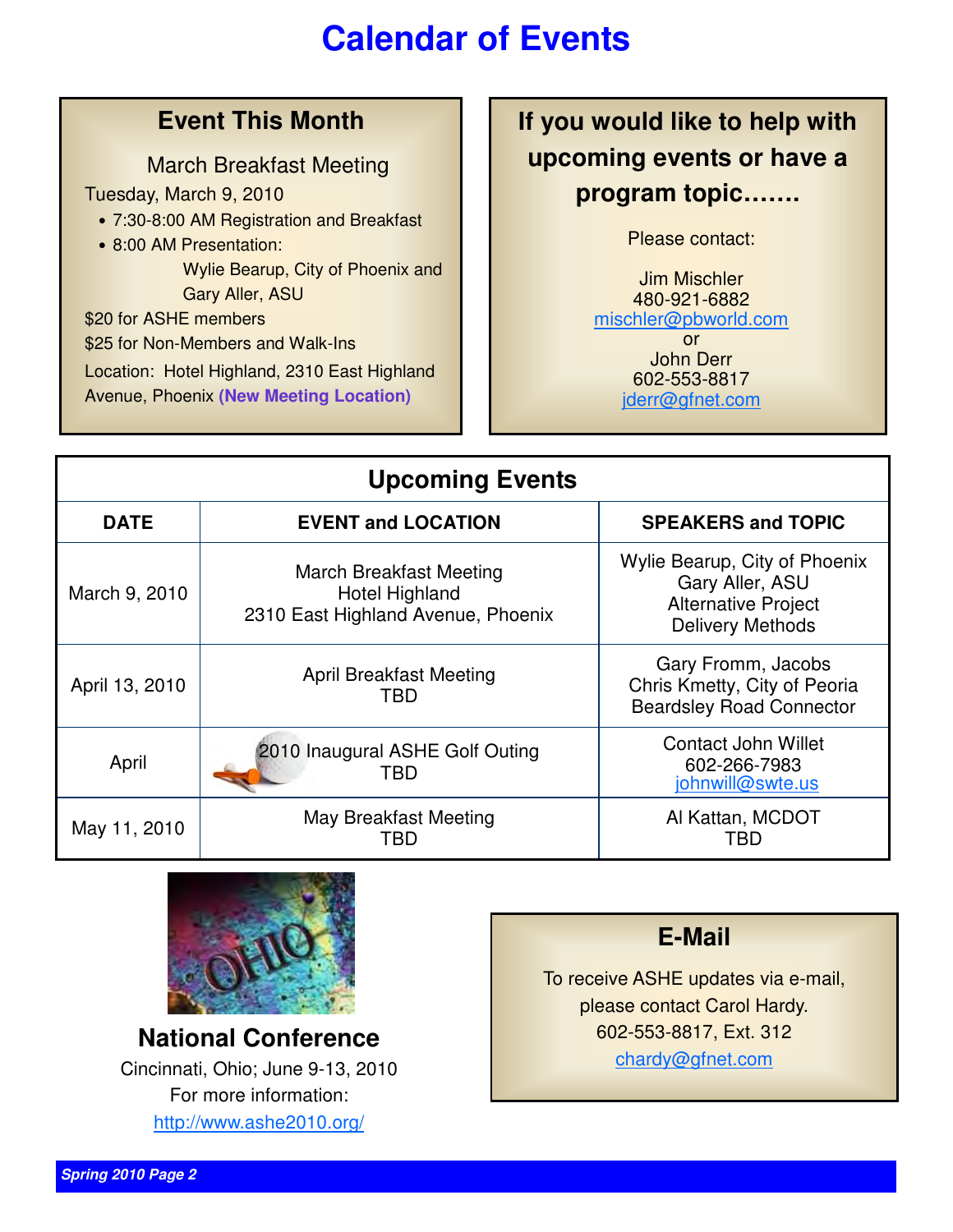# Calendar of Events

## Event This Month

March Breakfast Meeting

Tuesday, March 9, 2010

- 7:30-8:00 AM Registration and Breakfast
- 8:00 AM Presentation:
  Wylie Bearup, City of Phoenix and
  Gary Aller, ASU

$20 for ASHE members

$25 for Non-Members and Walk-Ins

Location: Hotel Highland, 2310 East Highland Avenue, Phoenix **(New Meeting Location)**

## If you would like to help with upcoming events or have a program topic.......

Please contact:

Jim Mischler
480-921-6882
mischler@pbworld.com
or
John Derr
602-553-8817
jderr@gfnet.com

## Upcoming Events

| DATE | EVENT and LOCATION | SPEAKERS and TOPIC |
|---|---|---|
| March 9, 2010 | March Breakfast Meeting<br>Hotel Highland<br>2310 East Highland Avenue, Phoenix | Wylie Bearup, City of Phoenix<br>Gary Aller, ASU<br>Alternative Project Delivery Methods |
| April 13, 2010 | April Breakfast Meeting<br>TBD | Gary Fromm, Jacobs<br>Chris Kmetty, City of Peoria<br>Beardsley Road Connector |
| April | 2010 Inaugural ASHE Golf Outing<br>TBD | Contact John Willet<br>602-266-7983<br>johnwill@swte.us |
| May 11, 2010 | May Breakfast Meeting<br>TBD | Al Kattan, MCDOT<br>TBD |

## National Conference

Cincinnati, Ohio; June 9-13, 2010

For more information:

http://www.ashe2010.org/

## E-Mail

To receive ASHE updates via e-mail, please contact Carol Hardy.

602-553-8817, Ext. 312

chardy@gfnet.com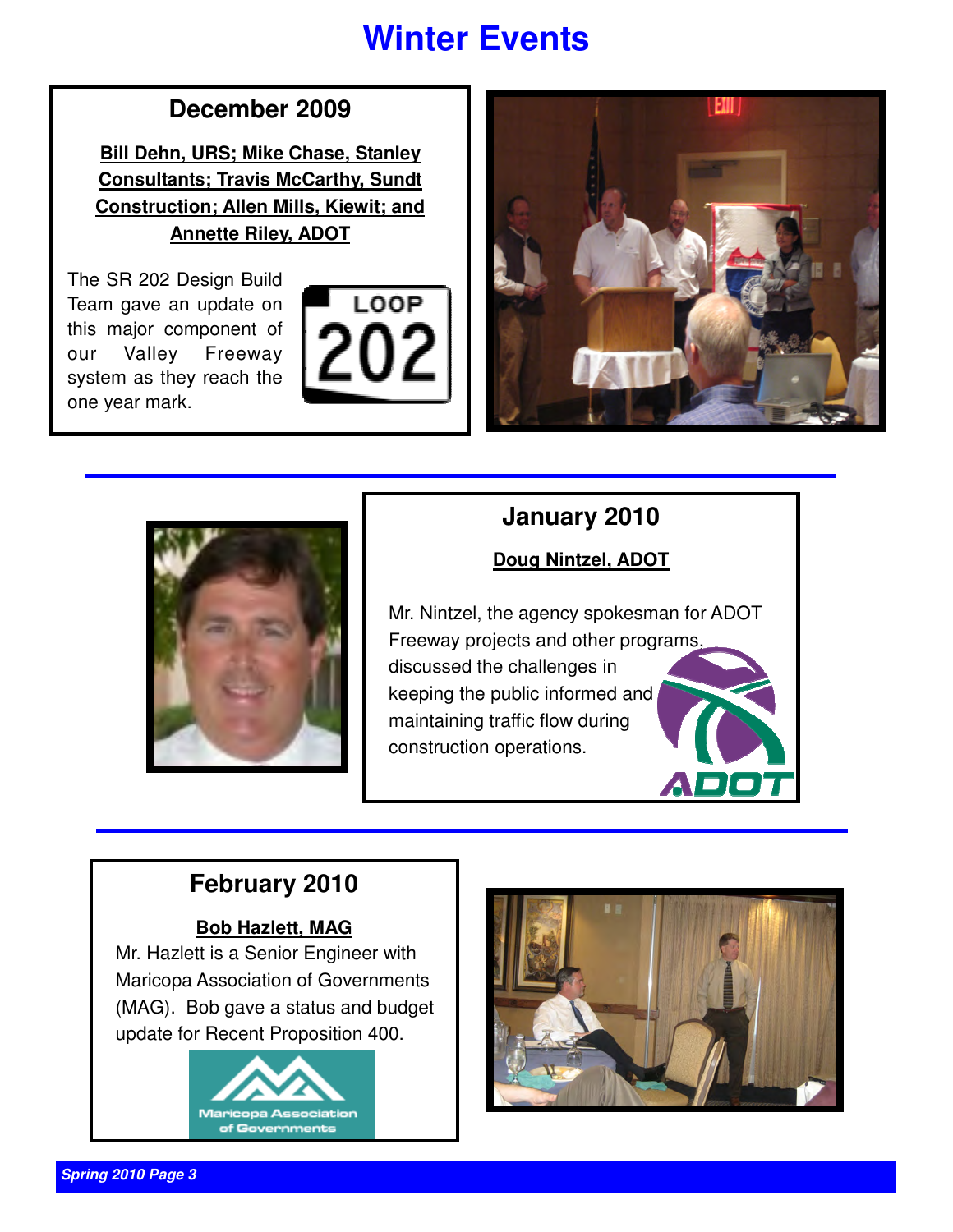# Winter Events

## December 2009

**Bill Dehn, URS; Mike Chase, Stanley Consultants; Travis McCarthy, Sundt Construction; Allen Mills, Kiewit; and Annette Riley, ADOT**

The SR 202 Design Build Team gave an update on this major component of our Valley Freeway system as they reach the one year mark.

## January 2010

**Doug Nintzel, ADOT**

Mr. Nintzel, the agency spokesman for ADOT Freeway projects and other programs, discussed the challenges in keeping the public informed and maintaining traffic flow during construction operations.

## February 2010

**Bob Hazlett, MAG**

Mr. Hazlett is a Senior Engineer with Maricopa Association of Governments (MAG). Bob gave a status and budget update for Recent Proposition 400.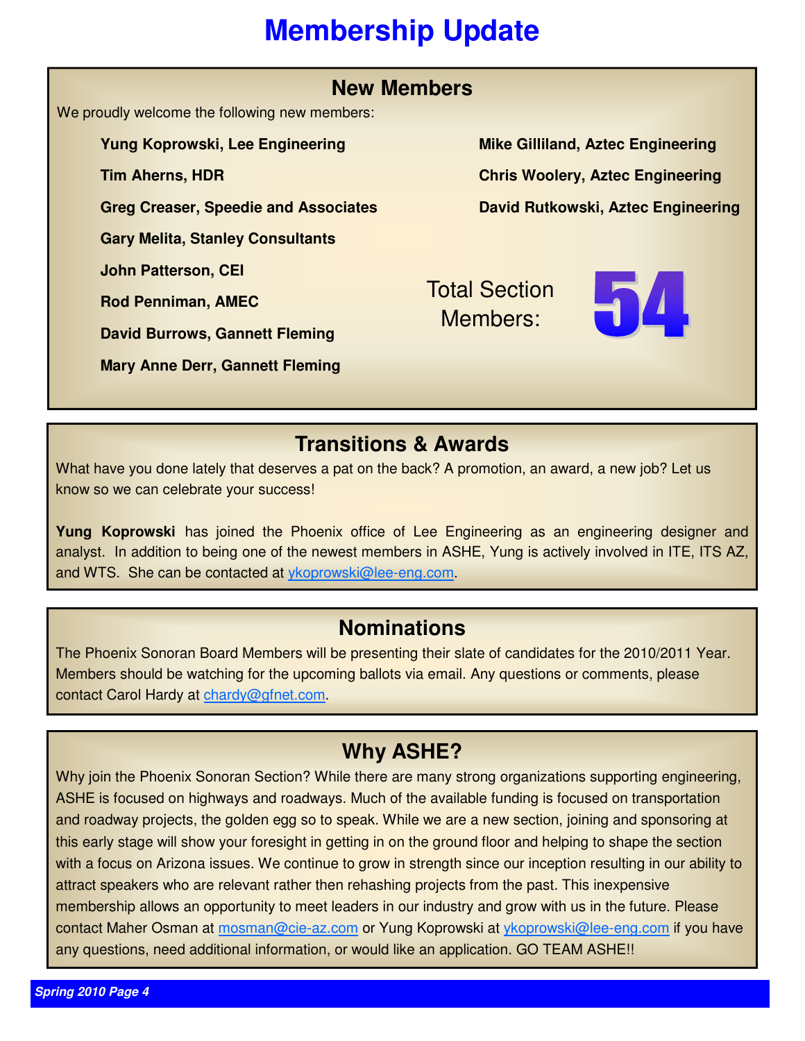# Membership Update

## New Members

We proudly welcome the following new members:

- **Yung Koprowski, Lee Engineering**
- **Tim Aherns, HDR**
- **Greg Creaser, Speedie and Associates**
- **Gary Melita, Stanley Consultants**
- **John Patterson, CEI**
- **Rod Penniman, AMEC**
- **David Burrows, Gannett Fleming**
- **Mary Anne Derr, Gannett Fleming**
- **Mike Gilliland, Aztec Engineering**
- **Chris Woolery, Aztec Engineering**
- **David Rutkowski, Aztec Engineering**

Total Section Members: **54**

## Transitions & Awards

What have you done lately that deserves a pat on the back? A promotion, an award, a new job? Let us know so we can celebrate your success!

**Yung Koprowski** has joined the Phoenix office of Lee Engineering as an engineering designer and analyst. In addition to being one of the newest members in ASHE, Yung is actively involved in ITE, ITS AZ, and WTS. She can be contacted at ykoprowski@lee-eng.com.

## Nominations

The Phoenix Sonoran Board Members will be presenting their slate of candidates for the 2010/2011 Year. Members should be watching for the upcoming ballots via email. Any questions or comments, please contact Carol Hardy at chardy@gfnet.com.

## Why ASHE?

Why join the Phoenix Sonoran Section? While there are many strong organizations supporting engineering, ASHE is focused on highways and roadways. Much of the available funding is focused on transportation and roadway projects, the golden egg so to speak. While we are a new section, joining and sponsoring at this early stage will show your foresight in getting in on the ground floor and helping to shape the section with a focus on Arizona issues. We continue to grow in strength since our inception resulting in our ability to attract speakers who are relevant rather then rehashing projects from the past. This inexpensive membership allows an opportunity to meet leaders in our industry and grow with us in the future. Please contact Maher Osman at mosman@cie-az.com or Yung Koprowski at ykoprowski@lee-eng.com if you have any questions, need additional information, or would like an application. GO TEAM ASHE!!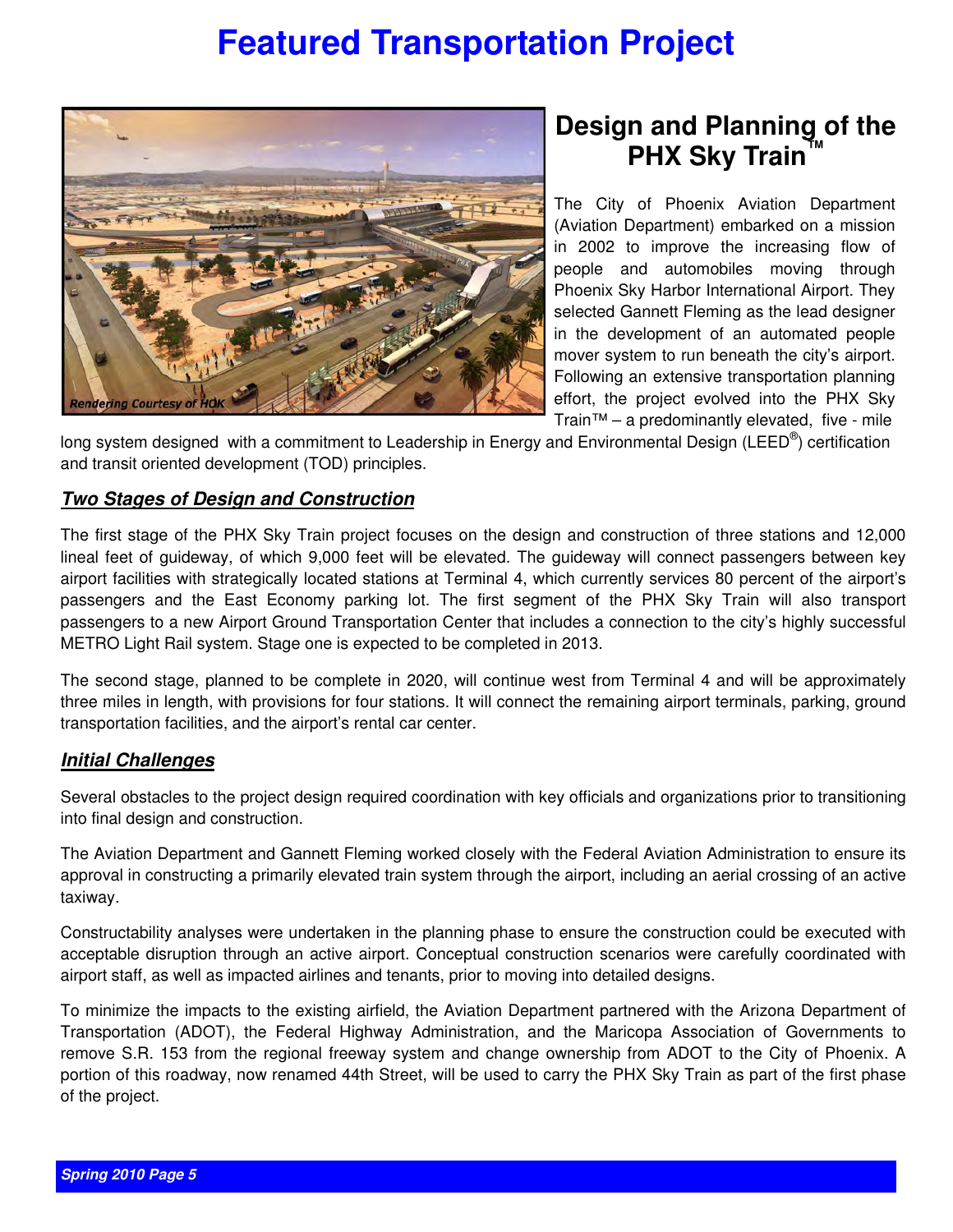# Featured Transportation Project

Rendering Courtesy of HOK

## Design and Planning of the PHX Sky Train™

The City of Phoenix Aviation Department (Aviation Department) embarked on a mission in 2002 to improve the increasing flow of people and automobiles moving through Phoenix Sky Harbor International Airport. They selected Gannett Fleming as the lead designer in the development of an automated people mover system to run beneath the city's airport. Following an extensive transportation planning effort, the project evolved into the PHX Sky Train™ – a predominantly elevated, five - mile long system designed with a commitment to Leadership in Energy and Environmental Design (LEED®) certification and transit oriented development (TOD) principles.

### ***Two Stages of Design and Construction***

The first stage of the PHX Sky Train project focuses on the design and construction of three stations and 12,000 lineal feet of guideway, of which 9,000 feet will be elevated. The guideway will connect passengers between key airport facilities with strategically located stations at Terminal 4, which currently services 80 percent of the airport's passengers and the East Economy parking lot. The first segment of the PHX Sky Train will also transport passengers to a new Airport Ground Transportation Center that includes a connection to the city's highly successful METRO Light Rail system. Stage one is expected to be completed in 2013.

The second stage, planned to be complete in 2020, will continue west from Terminal 4 and will be approximately three miles in length, with provisions for four stations. It will connect the remaining airport terminals, parking, ground transportation facilities, and the airport's rental car center.

### ***Initial Challenges***

Several obstacles to the project design required coordination with key officials and organizations prior to transitioning into final design and construction.

The Aviation Department and Gannett Fleming worked closely with the Federal Aviation Administration to ensure its approval in constructing a primarily elevated train system through the airport, including an aerial crossing of an active taxiway.

Constructability analyses were undertaken in the planning phase to ensure the construction could be executed with acceptable disruption through an active airport. Conceptual construction scenarios were carefully coordinated with airport staff, as well as impacted airlines and tenants, prior to moving into detailed designs.

To minimize the impacts to the existing airfield, the Aviation Department partnered with the Arizona Department of Transportation (ADOT), the Federal Highway Administration, and the Maricopa Association of Governments to remove S.R. 153 from the regional freeway system and change ownership from ADOT to the City of Phoenix. A portion of this roadway, now renamed 44th Street, will be used to carry the PHX Sky Train as part of the first phase of the project.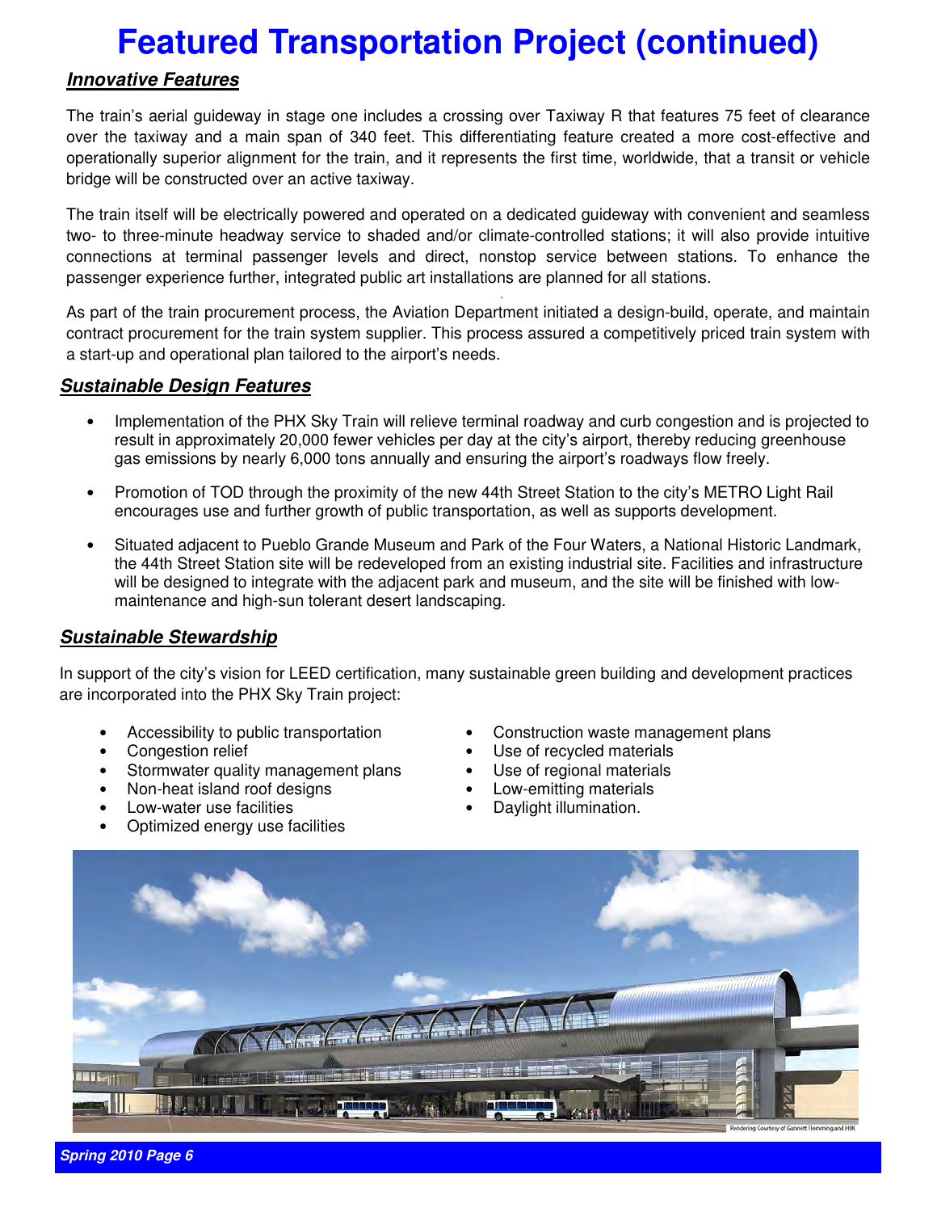# Featured Transportation Project (continued)

## *Innovative Features*

The train's aerial guideway in stage one includes a crossing over Taxiway R that features 75 feet of clearance over the taxiway and a main span of 340 feet. This differentiating feature created a more cost-effective and operationally superior alignment for the train, and it represents the first time, worldwide, that a transit or vehicle bridge will be constructed over an active taxiway.

The train itself will be electrically powered and operated on a dedicated guideway with convenient and seamless two- to three-minute headway service to shaded and/or climate-controlled stations; it will also provide intuitive connections at terminal passenger levels and direct, nonstop service between stations. To enhance the passenger experience further, integrated public art installations are planned for all stations.

As part of the train procurement process, the Aviation Department initiated a design-build, operate, and maintain contract procurement for the train system supplier. This process assured a competitively priced train system with a start-up and operational plan tailored to the airport's needs.

## *Sustainable Design Features*

- Implementation of the PHX Sky Train will relieve terminal roadway and curb congestion and is projected to result in approximately 20,000 fewer vehicles per day at the city's airport, thereby reducing greenhouse gas emissions by nearly 6,000 tons annually and ensuring the airport's roadways flow freely.
- Promotion of TOD through the proximity of the new 44th Street Station to the city's METRO Light Rail encourages use and further growth of public transportation, as well as supports development.
- Situated adjacent to Pueblo Grande Museum and Park of the Four Waters, a National Historic Landmark, the 44th Street Station site will be redeveloped from an existing industrial site. Facilities and infrastructure will be designed to integrate with the adjacent park and museum, and the site will be finished with low-maintenance and high-sun tolerant desert landscaping.

## *Sustainable Stewardship*

In support of the city's vision for LEED certification, many sustainable green building and development practices are incorporated into the PHX Sky Train project:

- Accessibility to public transportation
- Congestion relief
- Stormwater quality management plans
- Non-heat island roof designs
- Low-water use facilities
- Optimized energy use facilities
- Construction waste management plans
- Use of recycled materials
- Use of regional materials
- Low-emitting materials
- Daylight illumination.

Rendering Courtesy of Gannett Flemming and HJK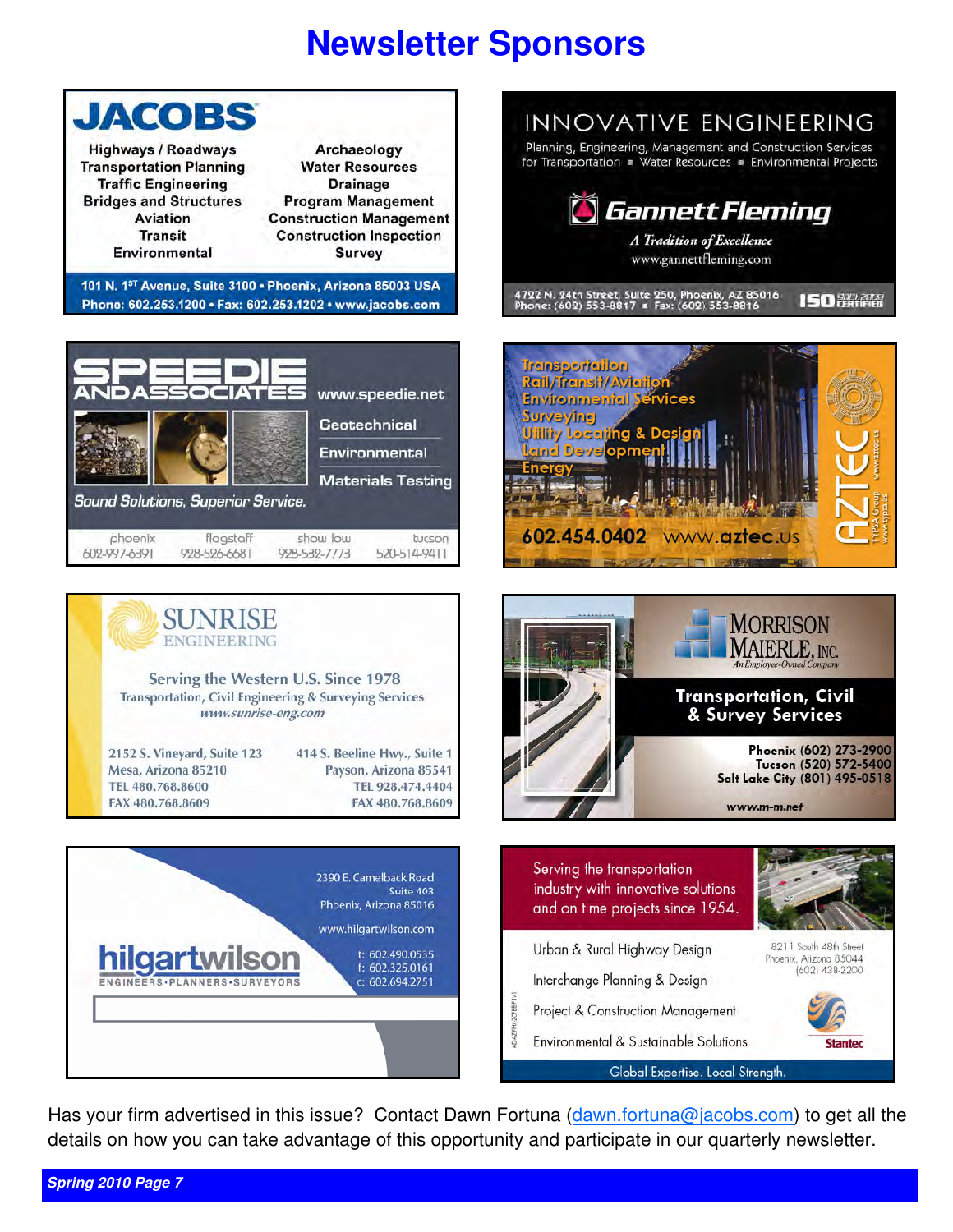# Newsletter Sponsors

**JACOBS**

Highways / Roadways
Transportation Planning
Traffic Engineering
Bridges and Structures
Aviation
Transit
Environmental

Archaeology
Water Resources
Drainage
Program Management
Construction Management
Construction Inspection
Survey

101 N. 1ST Avenue, Suite 3100 • Phoenix, Arizona 85003 USA
Phone: 602.253.1200 • Fax: 602.253.1202 • www.jacobs.com

---

INNOVATIVE ENGINEERING

Planning, Engineering, Management and Construction Services for Transportation ▪ Water Resources ▪ Environmental Projects

**Gannett Fleming**

*A Tradition of Excellence*

www.gannettfleming.com

4722 N. 24th Street, Suite 250, Phoenix, AZ 85016
Phone: (602) 553-8817 ▪ Fax: (602) 553-8816

ISO 9001:2000 CERTIFIED

---

**SPEEDIE AND ASSOCIATES**

www.speedie.net

Geotechnical
Environmental
Materials Testing

*Sound Solutions, Superior Service.*

phoenix 602-997-6391 | flagstaff 928-526-6681 | show low 928-532-7773 | tucson 520-514-9411

---

Transportation
Rail/Transit/Aviation
Environmental Services
Surveying
Utility Locating & Design
Land Development
Energy

602.454.0402 www.aztec.us

AZTEC — TYPSA Group www.aztec.us www.typsa.es

---

**SUNRISE ENGINEERING**

Serving the Western U.S. Since 1978
Transportation, Civil Engineering & Surveying Services
*www.sunrise-eng.com*

2152 S. Vineyard, Suite 123
Mesa, Arizona 85210
TEL 480.768.8600
FAX 480.768.8609

414 S. Beeline Hwy., Suite 1
Payson, Arizona 85541
TEL 928.474.4404
FAX 480.768.8609

---

**MORRISON MAIERLE, INC.**
*An Employee-Owned Company*

**Transportation, Civil & Survey Services**

**Phoenix** (602) 273-2900
**Tucson** (520) 572-5400
**Salt Lake City** (801) 495-0518

*www.m-m.net*

---

**hilgartwilson**
ENGINEERS • PLANNERS • SURVEYORS

2390 E. Camelback Road
Suite 403
Phoenix, Arizona 85016

www.hilgartwilson.com

t: 602.490.0535
f: 602.325.0161
c: 602.694.2751

---

Serving the transportation industry with innovative solutions and on time projects since 1954.

Urban & Rural Highway Design
Interchange Planning & Design
Project & Construction Management
Environmental & Sustainable Solutions

8211 South 48th Street
Phoenix, Arizona 85044
(602) 438-2200

Stantec

Global Expertise. Local Strength.

---

Has your firm advertised in this issue? Contact Dawn Fortuna (dawn.fortuna@jacobs.com) to get all the details on how you can take advantage of this opportunity and participate in our quarterly newsletter.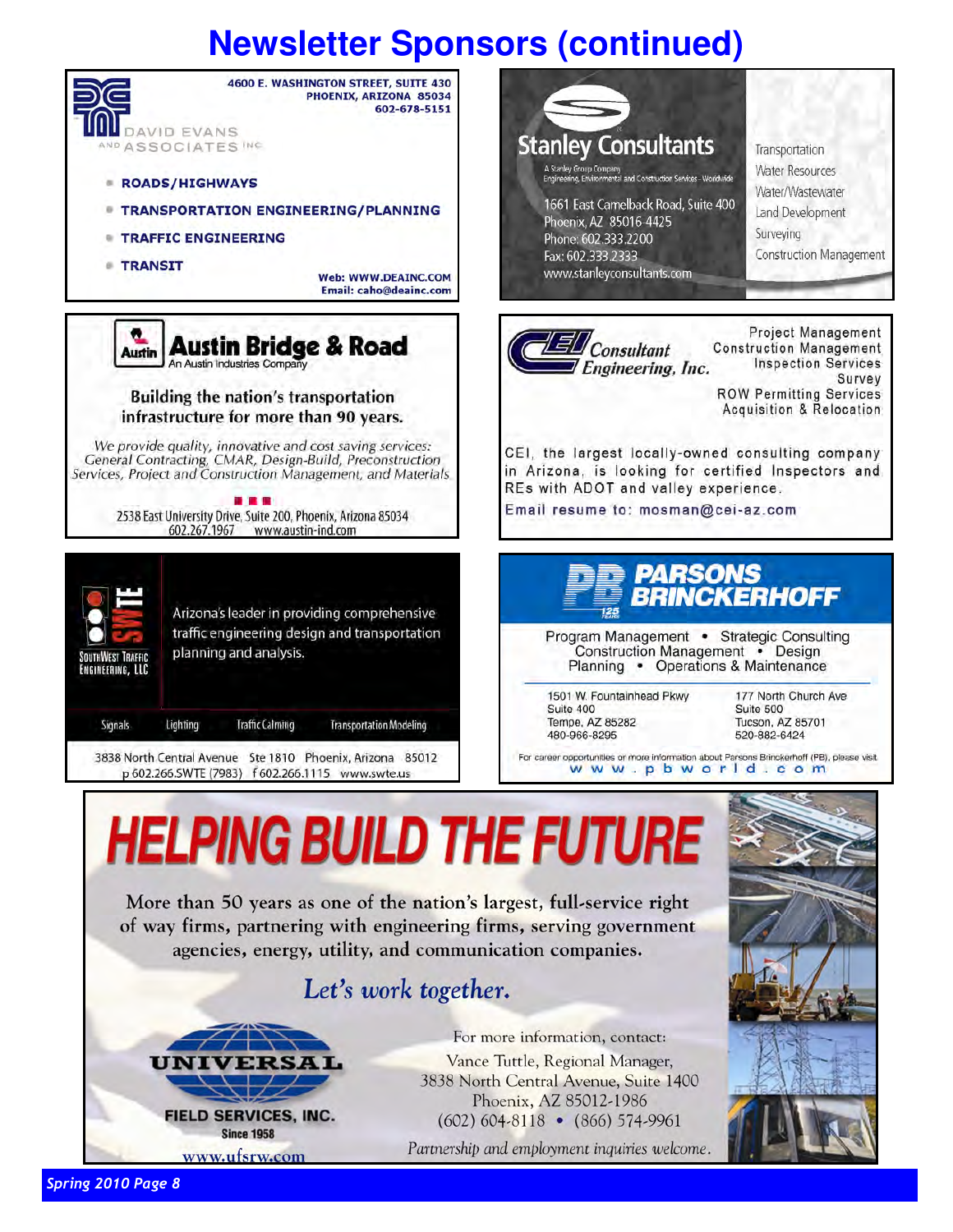# Newsletter Sponsors (continued)

4600 E. WASHINGTON STREET, SUITE 430
PHOENIX, ARIZONA 85034
602-678-5151

DAVID EVANS AND ASSOCIATES INC

- ROADS/HIGHWAYS
- TRANSPORTATION ENGINEERING/PLANNING
- TRAFFIC ENGINEERING
- TRANSIT

Web: WWW.DEAINC.COM
Email: caho@deainc.com

---

**Stanley Consultants**

A Stanley Group Company
Engineering, Environmental and Construction Services - Worldwide

1661 East Camelback Road, Suite 400
Phoenix, AZ 85016-4425
Phone: 602.333.2200
Fax: 602.333.2333
www.stanleyconsultants.com

Transportation
Water Resources
Water/Wastewater
Land Development
Surveying
Construction Management

---

**Austin Bridge & Road**
An Austin Industries Company

Building the nation's transportation infrastructure for more than 90 years.

*We provide quality, innovative and cost saving services: General Contracting, CMAR, Design-Build, Preconstruction Services, Project and Construction Management, and Materials*

2538 East University Drive, Suite 200, Phoenix, Arizona 85034
602.267.1967 www.austin-ind.com

---

**CEI Consultant Engineering, Inc.**

Project Management
Construction Management
Inspection Services
Survey
ROW Permitting Services
Acquisition & Relocation

CEI, the largest locally-owned consulting company in Arizona, is looking for certified Inspectors and REs with ADOT and valley experience.

Email resume to: mosman@cei-az.com

---

**SWTE SouthWest Traffic Engineering, LLC**

Arizona's leader in providing comprehensive traffic engineering design and transportation planning and analysis.

Signals Lighting Traffic Calming Transportation Modeling

3838 North Central Avenue Ste 1810 Phoenix, Arizona 85012
p 602.266.SWTE (7983) f 602.266.1115 www.swte.us

---

**PARSONS BRINCKERHOFF**

Program Management • Strategic Consulting
Construction Management • Design
Planning • Operations & Maintenance

1501 W. Fountainhead Pkwy
Suite 400
Tempe, AZ 85282
480-966-8295

177 North Church Ave
Suite 500
Tucson, AZ 85701
520-882-6424

For career opportunities or more information about Parsons Brinckerhoff (PB), please visit www.pbworld.com

---

# HELPING BUILD THE FUTURE

More than 50 years as one of the nation's largest, full-service right of way firms, partnering with engineering firms, serving government agencies, energy, utility, and communication companies.

*Let's work together.*

**UNIVERSAL FIELD SERVICES, INC.**
Since 1958
www.ufsrw.com

For more information, contact:
Vance Tuttle, Regional Manager,
3838 North Central Avenue, Suite 1400
Phoenix, AZ 85012-1986
(602) 604-8118 • (866) 574-9961

*Partnership and employment inquiries welcome.*